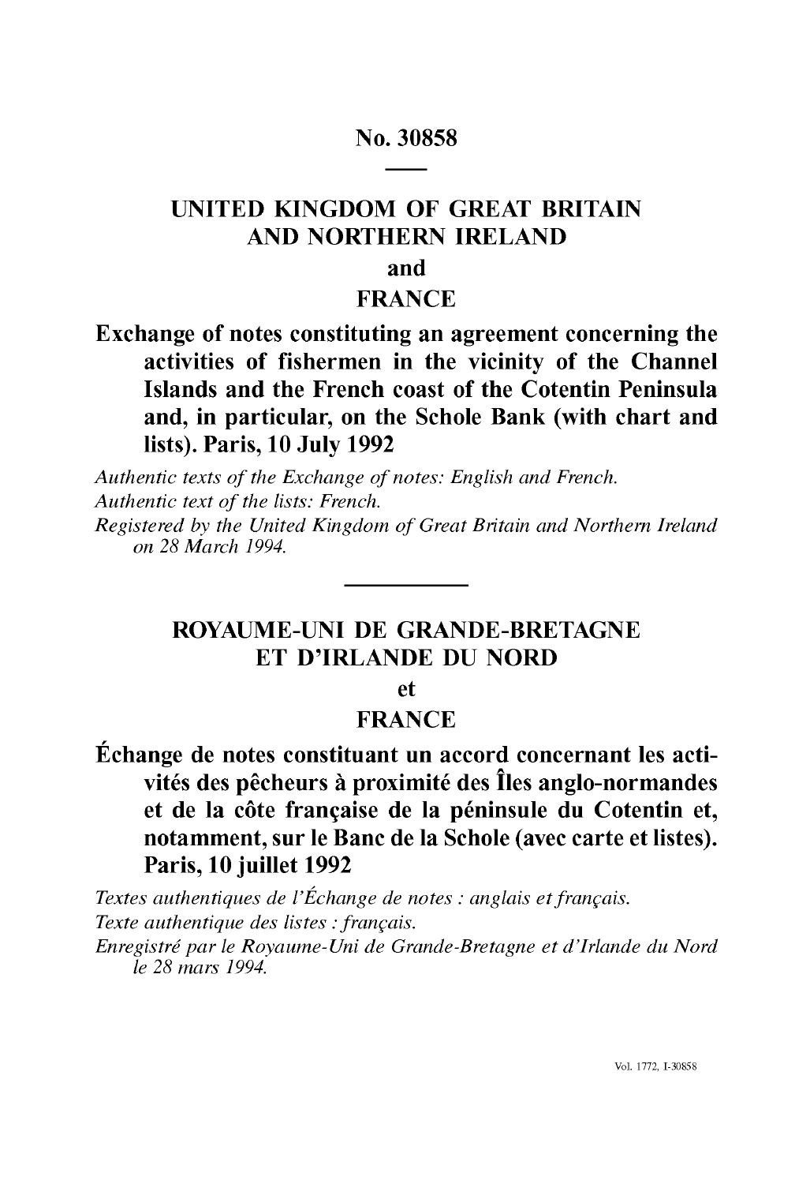# No. 30858

## UNITED KINGDOM OF GREAT BRITAIN AND NORTHERN IRELAND and FRANCE

**Exchange of notes constituting an agreement concerning the activities of fishermen in the vicinity of the Channel Islands and the French coast of the Cotentin Peninsula and, in particular, on the Schole Bank (with chart and lists). Paris, 10 July 1992**

*Authentic texts of the Exchange of notes: English and French.*
*Authentic text of the lists: French.*
*Registered by the United Kingdom of Great Britain and Northern Ireland on 28 March 1994.*

---

## ROYAUME-UNI DE GRANDE-BRETAGNE ET D'IRLANDE DU NORD et FRANCE

**Échange de notes constituant un accord concernant les activités des pêcheurs à proximité des Îles anglo-normandes et de la côte française de la péninsule du Cotentin et, notamment, sur le Banc de la Schole (avec carte et listes). Paris, 10 juillet 1992**

*Textes authentiques de l'Échange de notes : anglais et français.*
*Texte authentique des listes : français.*
*Enregistré par le Royaume-Uni de Grande-Bretagne et d'Irlande du Nord le 28 mars 1994.*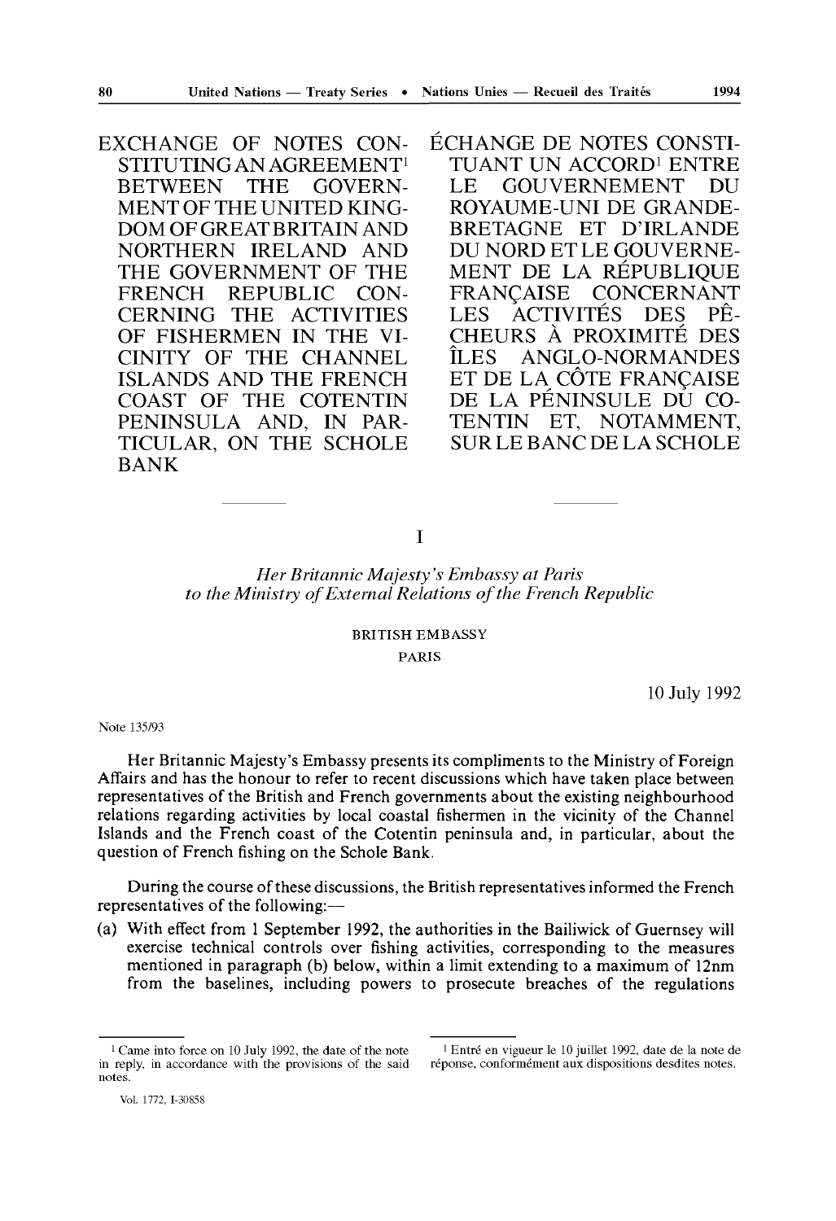# EXCHANGE OF NOTES CONSTITUTING AN AGREEMENT[1] BETWEEN THE GOVERNMENT OF THE UNITED KINGDOM OF GREAT BRITAIN AND NORTHERN IRELAND AND THE GOVERNMENT OF THE FRENCH REPUBLIC CONCERNING THE ACTIVITIES OF FISHERMEN IN THE VICINITY OF THE CHANNEL ISLANDS AND THE FRENCH COAST OF THE COTENTIN PENINSULA AND, IN PARTICULAR, ON THE SCHOLE BANK

# ÉCHANGE DE NOTES CONSTITUANT UN ACCORD[1] ENTRE LE GOUVERNEMENT DU ROYAUME-UNI DE GRANDE-BRETAGNE ET D'IRLANDE DU NORD ET LE GOUVERNEMENT DE LA RÉPUBLIQUE FRANÇAISE CONCERNANT LES ACTIVITÉS DES PÊCHEURS À PROXIMITÉ DES ÎLES ANGLO-NORMANDES ET DE LA CÔTE FRANÇAISE DE LA PÉNINSULE DU COTENTIN ET, NOTAMMENT, SUR LE BANC DE LA SCHOLE

## I

*Her Britannic Majesty's Embassy at Paris to the Ministry of External Relations of the French Republic*

BRITISH EMBASSY
PARIS

10 July 1992

Note 135/93

Her Britannic Majesty's Embassy presents its compliments to the Ministry of Foreign Affairs and has the honour to refer to recent discussions which have taken place between representatives of the British and French governments about the existing neighbourhood relations regarding activities by local coastal fishermen in the vicinity of the Channel Islands and the French coast of the Cotentin peninsula and, in particular, about the question of French fishing on the Schole Bank.

During the course of these discussions, the British representatives informed the French representatives of the following:—

(a) With effect from 1 September 1992, the authorities in the Bailiwick of Guernsey will exercise technical controls over fishing activities, corresponding to the measures mentioned in paragraph (b) below, within a limit extending to a maximum of 12nm from the baselines, including powers to prosecute breaches of the regulations

---

[1] Came into force on 10 July 1992, the date of the note in reply, in accordance with the provisions of the said notes.

[1] Entré en vigueur le 10 juillet 1992, date de la note de réponse, conformément aux dispositions desdites notes.

Vol. 1772, I-30858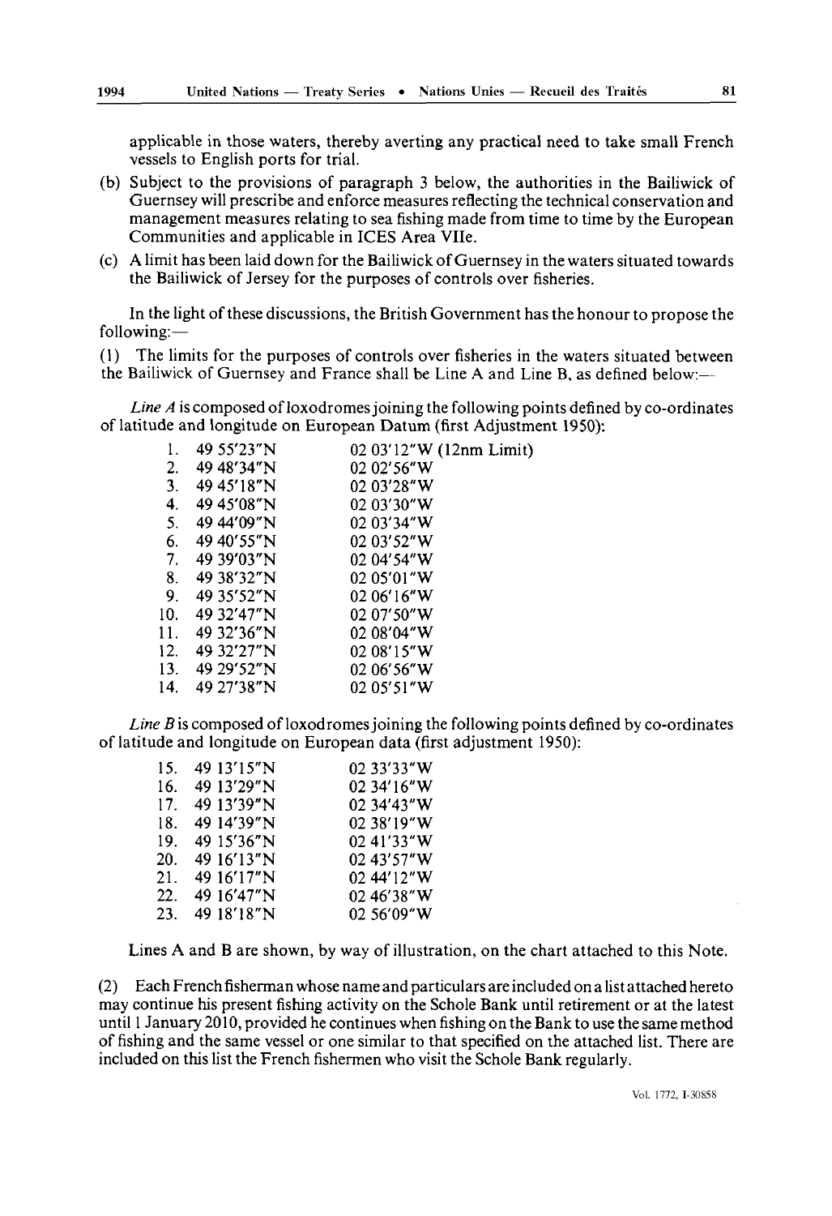applicable in those waters, thereby averting any practical need to take small French vessels to English ports for trial.

(b) Subject to the provisions of paragraph 3 below, the authorities in the Bailiwick of Guernsey will prescribe and enforce measures reflecting the technical conservation and management measures relating to sea fishing made from time to time by the European Communities and applicable in ICES Area VIIe.

(c) A limit has been laid down for the Bailiwick of Guernsey in the waters situated towards the Bailiwick of Jersey for the purposes of controls over fisheries.

In the light of these discussions, the British Government has the honour to propose the following:—

(1) The limits for the purposes of controls over fisheries in the waters situated between the Bailiwick of Guernsey and France shall be Line A and Line B, as defined below:—

*Line A* is composed of loxodromes joining the following points defined by co-ordinates of latitude and longitude on European Datum (first Adjustment 1950):

| | | |
|---|---|---|
| 1. | 49 55′23″N | 02 03′12″W (12nm Limit) |
| 2. | 49 48′34″N | 02 02′56″W |
| 3. | 49 45′18″N | 02 03′28″W |
| 4. | 49 45′08″N | 02 03′30″W |
| 5. | 49 44′09″N | 02 03′34″W |
| 6. | 49 40′55″N | 02 03′52″W |
| 7. | 49 39′03″N | 02 04′54″W |
| 8. | 49 38′32″N | 02 05′01″W |
| 9. | 49 35′52″N | 02 06′16″W |
| 10. | 49 32′47″N | 02 07′50″W |
| 11. | 49 32′36″N | 02 08′04″W |
| 12. | 49 32′27″N | 02 08′15″W |
| 13. | 49 29′52″N | 02 06′56″W |
| 14. | 49 27′38″N | 02 05′51″W |

*Line B* is composed of loxodromes joining the following points defined by co-ordinates of latitude and longitude on European data (first adjustment 1950):

| | | |
|---|---|---|
| 15. | 49 13′15″N | 02 33′33″W |
| 16. | 49 13′29″N | 02 34′16″W |
| 17. | 49 13′39″N | 02 34′43″W |
| 18. | 49 14′39″N | 02 38′19″W |
| 19. | 49 15′36″N | 02 41′33″W |
| 20. | 49 16′13″N | 02 43′57″W |
| 21. | 49 16′17″N | 02 44′12″W |
| 22. | 49 16′47″N | 02 46′38″W |
| 23. | 49 18′18″N | 02 56′09″W |

Lines A and B are shown, by way of illustration, on the chart attached to this Note.

(2) Each French fisherman whose name and particulars are included on a list attached hereto may continue his present fishing activity on the Schole Bank until retirement or at the latest until 1 January 2010, provided he continues when fishing on the Bank to use the same method of fishing and the same vessel or one similar to that specified on the attached list. There are included on this list the French fishermen who visit the Schole Bank regularly.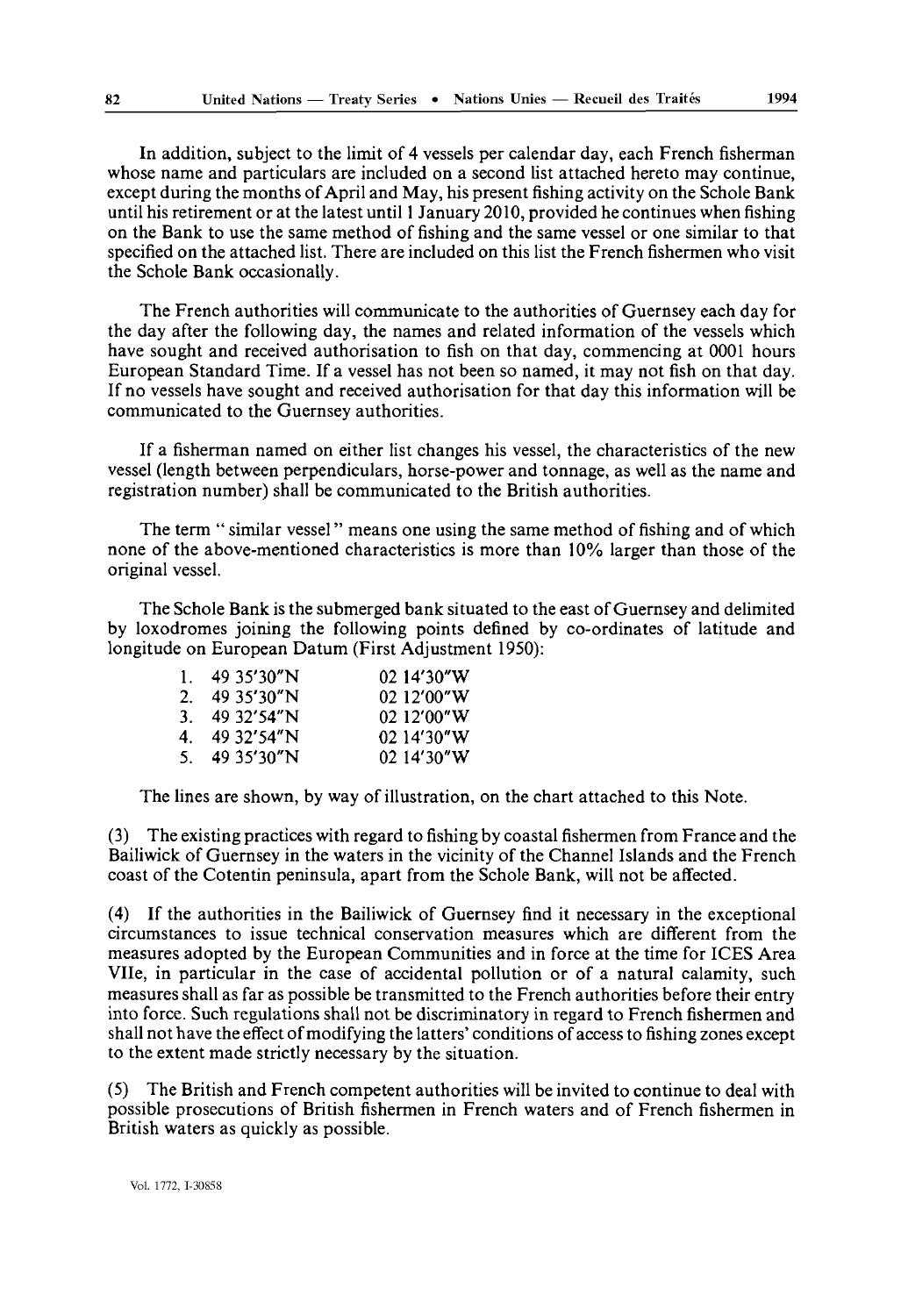In addition, subject to the limit of 4 vessels per calendar day, each French fisherman whose name and particulars are included on a second list attached hereto may continue, except during the months of April and May, his present fishing activity on the Schole Bank until his retirement or at the latest until 1 January 2010, provided he continues when fishing on the Bank to use the same method of fishing and the same vessel or one similar to that specified on the attached list. There are included on this list the French fishermen who visit the Schole Bank occasionally.

The French authorities will communicate to the authorities of Guernsey each day for the day after the following day, the names and related information of the vessels which have sought and received authorisation to fish on that day, commencing at 0001 hours European Standard Time. If a vessel has not been so named, it may not fish on that day. If no vessels have sought and received authorisation for that day this information will be communicated to the Guernsey authorities.

If a fisherman named on either list changes his vessel, the characteristics of the new vessel (length between perpendiculars, horse-power and tonnage, as well as the name and registration number) shall be communicated to the British authorities.

The term "similar vessel" means one using the same method of fishing and of which none of the above-mentioned characteristics is more than 10% larger than those of the original vessel.

The Schole Bank is the submerged bank situated to the east of Guernsey and delimited by loxodromes joining the following points defined by co-ordinates of latitude and longitude on European Datum (First Adjustment 1950):

| | | |
|---|---|---|
| 1. | 49 35'30"N | 02 14'30"W |
| 2. | 49 35'30"N | 02 12'00"W |
| 3. | 49 32'54"N | 02 12'00"W |
| 4. | 49 32'54"N | 02 14'30"W |
| 5. | 49 35'30"N | 02 14'30"W |

The lines are shown, by way of illustration, on the chart attached to this Note.

(3) The existing practices with regard to fishing by coastal fishermen from France and the Bailiwick of Guernsey in the waters in the vicinity of the Channel Islands and the French coast of the Cotentin peninsula, apart from the Schole Bank, will not be affected.

(4) If the authorities in the Bailiwick of Guernsey find it necessary in the exceptional circumstances to issue technical conservation measures which are different from the measures adopted by the European Communities and in force at the time for ICES Area VIIe, in particular in the case of accidental pollution or of a natural calamity, such measures shall as far as possible be transmitted to the French authorities before their entry into force. Such regulations shall not be discriminatory in regard to French fishermen and shall not have the effect of modifying the latters' conditions of access to fishing zones except to the extent made strictly necessary by the situation.

(5) The British and French competent authorities will be invited to continue to deal with possible prosecutions of British fishermen in French waters and of French fishermen in British waters as quickly as possible.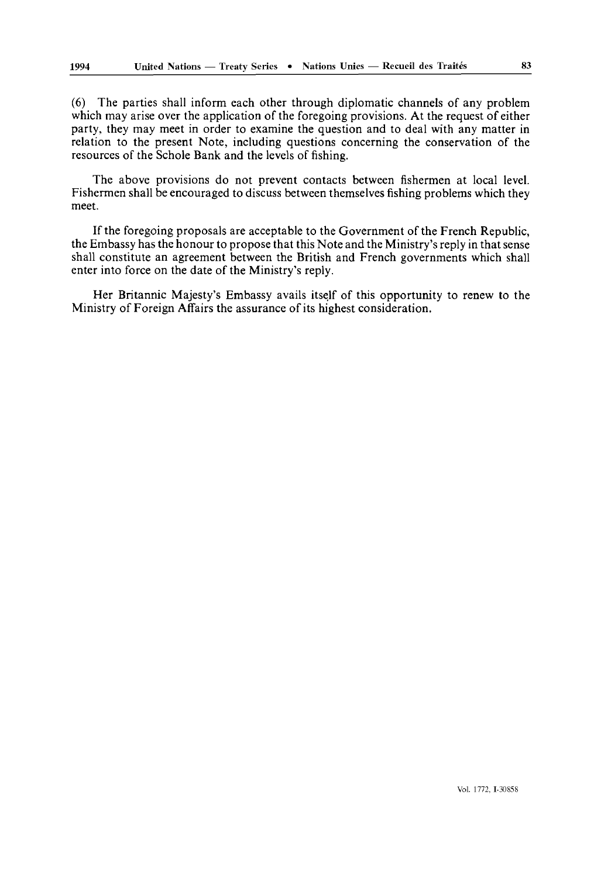(6) The parties shall inform each other through diplomatic channels of any problem which may arise over the application of the foregoing provisions. At the request of either party, they may meet in order to examine the question and to deal with any matter in relation to the present Note, including questions concerning the conservation of the resources of the Schole Bank and the levels of fishing.

The above provisions do not prevent contacts between fishermen at local level. Fishermen shall be encouraged to discuss between themselves fishing problems which they meet.

If the foregoing proposals are acceptable to the Government of the French Republic, the Embassy has the honour to propose that this Note and the Ministry's reply in that sense shall constitute an agreement between the British and French governments which shall enter into force on the date of the Ministry's reply.

Her Britannic Majesty's Embassy avails itself of this opportunity to renew to the Ministry of Foreign Affairs the assurance of its highest consideration.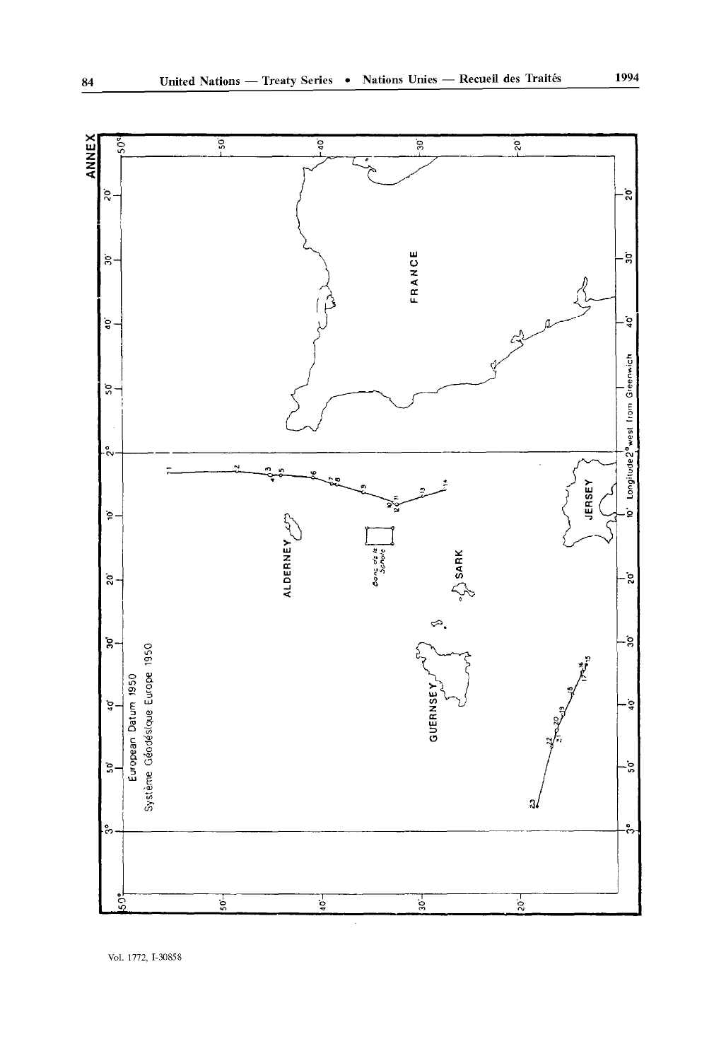ANNEX

European Datum 1950

Système Géodésique Europe 1950

FRANCE

ALDERNEY

Banc de la Schôle

SARK

GUERNSEY

JERSEY

Longitude 2° west from Greenwich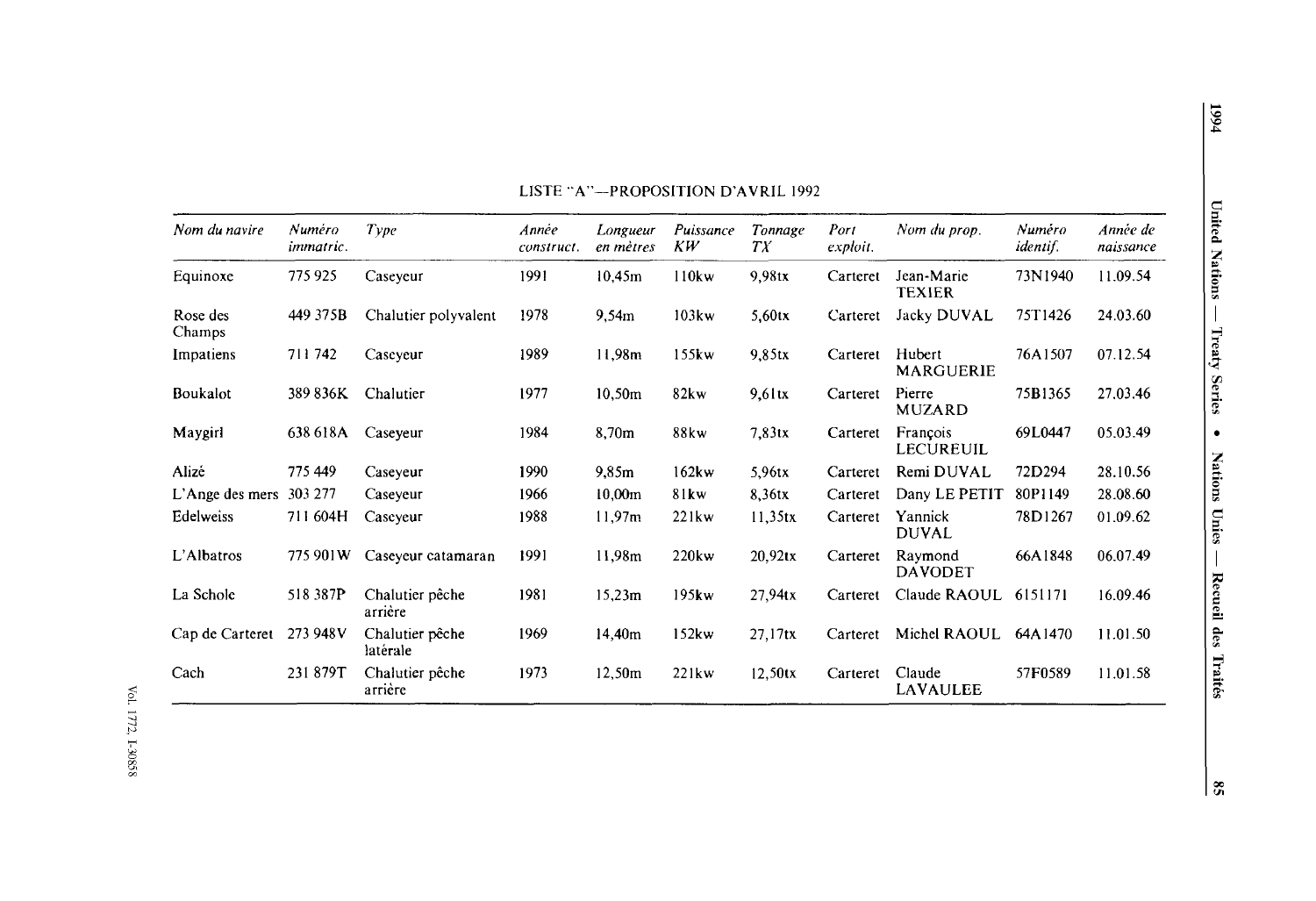LISTE "A"—PROPOSITION D'AVRIL 1992

| *Nom du navire* | *Numéro immatric.* | *Type* | *Année construct.* | *Longueur en mètres* | *Puissance KW* | *Tonnage TX* | *Port exploit.* | *Nom du prop.* | *Numéro identif.* | *Année de naissance* |
|---|---|---|---|---|---|---|---|---|---|---|
| Equinoxe | 775 925 | Caseyeur | 1991 | 10,45m | 110kw | 9,98tx | Carteret | Jean-Marie TEXIER | 73N1940 | 11.09.54 |
| Rose des Champs | 449 375B | Chalutier polyvalent | 1978 | 9,54m | 103kw | 5,60tx | Carteret | Jacky DUVAL | 75T1426 | 24.03.60 |
| Impatiens | 711 742 | Caseyeur | 1989 | 11,98m | 155kw | 9,85tx | Carteret | Hubert MARGUERIE | 76A1507 | 07.12.54 |
| Boukalot | 389 836K | Chalutier | 1977 | 10,50m | 82kw | 9,61tx | Carteret | Pierre MUZARD | 75B1365 | 27.03.46 |
| Maygirl | 638 618A | Caseyeur | 1984 | 8,70m | 88kw | 7,83tx | Carteret | François LECUREUIL | 69L0447 | 05.03.49 |
| Alizé | 775 449 | Caseyeur | 1990 | 9,85m | 162kw | 5,96tx | Carteret | Remi DUVAL | 72D294 | 28.10.56 |
| L'Ange des mers | 303 277 | Caseyeur | 1966 | 10,00m | 81kw | 8,36tx | Carteret | Dany LE PETIT | 80P1149 | 28.08.60 |
| Edelweiss | 711 604H | Caseyeur | 1988 | 11,97m | 221kw | 11,35tx | Carteret | Yannick DUVAL | 78D1267 | 01.09.62 |
| L'Albatros | 775 901W | Caseyeur catamaran | 1991 | 11,98m | 220kw | 20,92tx | Carteret | Raymond DAVODET | 66A1848 | 06.07.49 |
| La Schole | 518 387P | Chalutier pêche arrière | 1981 | 15,23m | 195kw | 27,94tx | Carteret | Claude RAOUL | 6151171 | 16.09.46 |
| Cap de Carteret | 273 948V | Chalutier pêche latérale | 1969 | 14,40m | 152kw | 27,17tx | Carteret | Michel RAOUL | 64A1470 | 11.01.50 |
| Cach | 231 879T | Chalutier pêche arrière | 1973 | 12,50m | 221kw | 12,50tx | Carteret | Claude LAVAULEE | 57F0589 | 11.01.58 |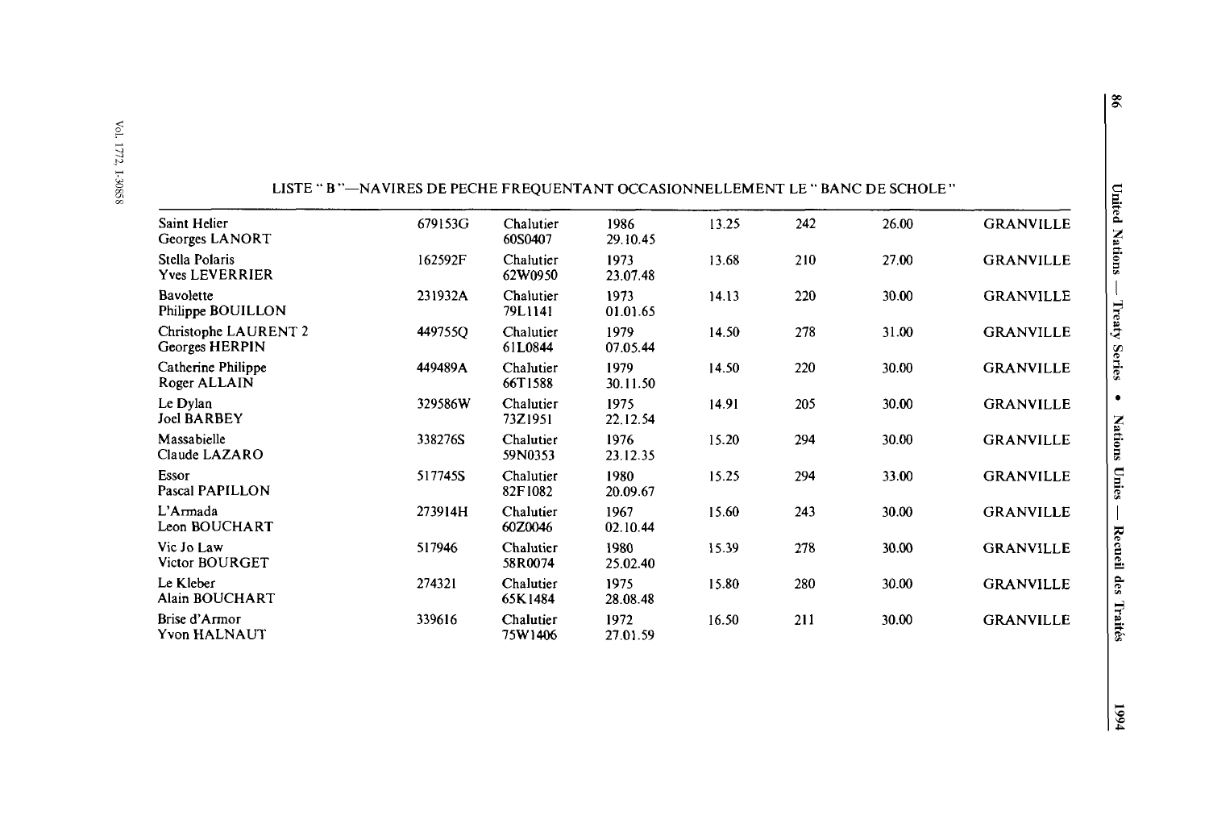## LISTE " B "—NAVIRES DE PECHE FREQUENTANT OCCASIONNELLEMENT LE " BANC DE SCHOLE "

| | | | | | | | |
|---|---|---|---|---|---|---|---|
| Saint Helier<br>Georges LANORT | 679153G | Chalutier<br>60S0407 | 1986<br>29.10.45 | 13.25 | 242 | 26.00 | GRANVILLE |
| Stella Polaris<br>Yves LEVERRIER | 162592F | Chalutier<br>62W0950 | 1973<br>23.07.48 | 13.68 | 210 | 27.00 | GRANVILLE |
| Bavolette<br>Philippe BOUILLON | 231932A | Chalutier<br>79L1141 | 1973<br>01.01.65 | 14.13 | 220 | 30.00 | GRANVILLE |
| Christophe LAURENT 2<br>Georges HERPIN | 449755Q | Chalutier<br>61L0844 | 1979<br>07.05.44 | 14.50 | 278 | 31.00 | GRANVILLE |
| Catherine Philippe<br>Roger ALLAIN | 449489A | Chalutier<br>66T1588 | 1979<br>30.11.50 | 14.50 | 220 | 30.00 | GRANVILLE |
| Le Dylan<br>Joel BARBEY | 329586W | Chalutier<br>73Z1951 | 1975<br>22.12.54 | 14.91 | 205 | 30.00 | GRANVILLE |
| Massabielle<br>Claude LAZARO | 338276S | Chalutier<br>59N0353 | 1976<br>23.12.35 | 15.20 | 294 | 30.00 | GRANVILLE |
| Essor<br>Pascal PAPILLON | 517745S | Chalutier<br>82F1082 | 1980<br>20.09.67 | 15.25 | 294 | 33.00 | GRANVILLE |
| L'Armada<br>Leon BOUCHART | 273914H | Chalutier<br>60Z0046 | 1967<br>02.10.44 | 15.60 | 243 | 30.00 | GRANVILLE |
| Vic Jo Law<br>Victor BOURGET | 517946 | Chalutier<br>58R0074 | 1980<br>25.02.40 | 15.39 | 278 | 30.00 | GRANVILLE |
| Le Kleber<br>Alain BOUCHART | 274321 | Chalutier<br>65K1484 | 1975<br>28.08.48 | 15.80 | 280 | 30.00 | GRANVILLE |
| Brise d'Armor<br>Yvon HALNAUT | 339616 | Chalutier<br>75W1406 | 1972<br>27.01.59 | 16.50 | 211 | 30.00 | GRANVILLE |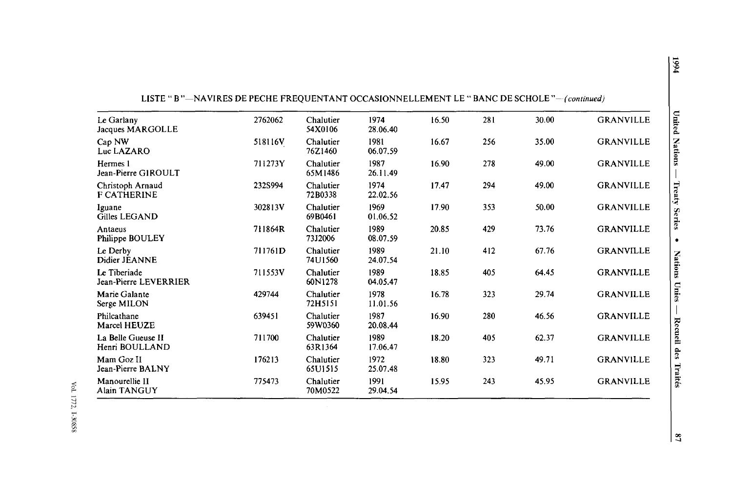LISTE " B "—NAVIRES DE PECHE FREQUENTANT OCCASIONNELLEMENT LE " BANC DE SCHOLE "—*(continued)*

| | | | | | | | |
|---|---|---|---|---|---|---|---|
| Le Garlany<br>Jacques MARGOLLE | 2762062 | Chalutier<br>54X0106 | 1974<br>28.06.40 | 16.50 | 281 | 30.00 | GRANVILLE |
| Cap NW<br>Luc LAZARO | 518116V | Chalutier<br>76Z1460 | 1981<br>06.07.59 | 16.67 | 256 | 35.00 | GRANVILLE |
| Hermes 1<br>Jean-Pierre GIROULT | 711273Y | Chalutier<br>65M1486 | 1987<br>26.11.49 | 16.90 | 278 | 49.00 | GRANVILLE |
| Christoph Arnaud<br>F CATHERINE | 232S994 | Chalutier<br>72B0338 | 1974<br>22.02.56 | 17.47 | 294 | 49.00 | GRANVILLE |
| Iguane<br>Gilles LEGAND | 302813V | Chalutier<br>69B0461 | 1969<br>01.06.52 | 17.90 | 353 | 50.00 | GRANVILLE |
| Antaeus<br>Philippe BOULEY | 711864R | Chalutier<br>73J2006 | 1989<br>08.07.59 | 20.85 | 429 | 73.76 | GRANVILLE |
| Le Derby<br>Didier JEANNE | 711761D | Chalutier<br>74U1560 | 1989<br>24.07.54 | 21.10 | 412 | 67.76 | GRANVILLE |
| Le Tiberiade<br>Jean-Pierre LEVERRIER | 711553V | Chalutier<br>60N1278 | 1989<br>04.05.47 | 18.85 | 405 | 64.45 | GRANVILLE |
| Marie Galante<br>Serge MILON | 429744 | Chalutier<br>72H5151 | 1978<br>11.01.56 | 16.78 | 323 | 29.74 | GRANVILLE |
| Philcathane<br>Marcel HEUZE | 639451 | Chalutier<br>59W0360 | 1987<br>20.08.44 | 16.90 | 280 | 46.56 | GRANVILLE |
| La Belle Gueuse II<br>Henri BOULLAND | 711700 | Chalutier<br>63R1364 | 1989<br>17.06.47 | 18.20 | 405 | 62.37 | GRANVILLE |
| Mam Goz II<br>Jean-Pierre BALNY | 176213 | Chalutier<br>65U1515 | 1972<br>25.07.48 | 18.80 | 323 | 49.71 | GRANVILLE |
| Manourellie II<br>Alain TANGUY | 775473 | Chalutier<br>70M0522 | 1991<br>29.04.54 | 15.95 | 243 | 45.95 | GRANVILLE |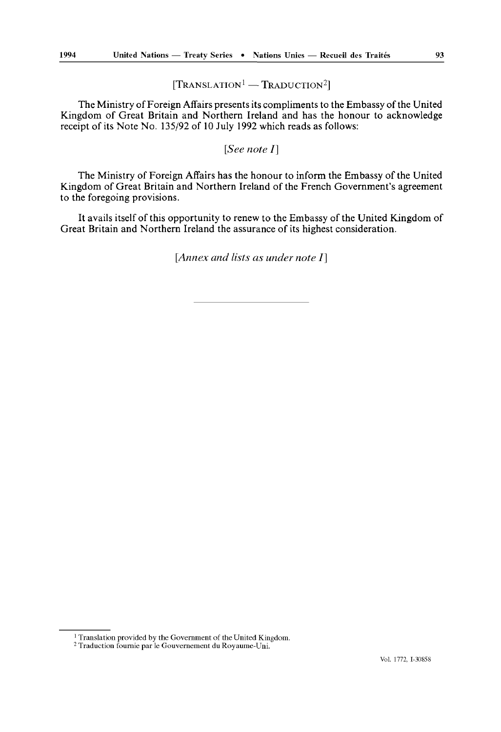[TRANSLATION[1] — TRADUCTION[2]]

The Ministry of Foreign Affairs presents its compliments to the Embassy of the United Kingdom of Great Britain and Northern Ireland and has the honour to acknowledge receipt of its Note No. 135/92 of 10 July 1992 which reads as follows:

*[See note I]*

The Ministry of Foreign Affairs has the honour to inform the Embassy of the United Kingdom of Great Britain and Northern Ireland of the French Government's agreement to the foregoing provisions.

It avails itself of this opportunity to renew to the Embassy of the United Kingdom of Great Britain and Northern Ireland the assurance of its highest consideration.

*[Annex and lists as under note I]*

---

[1] Translation provided by the Government of the United Kingdom.

[2] Traduction fournie par le Gouvernement du Royaume-Uni.